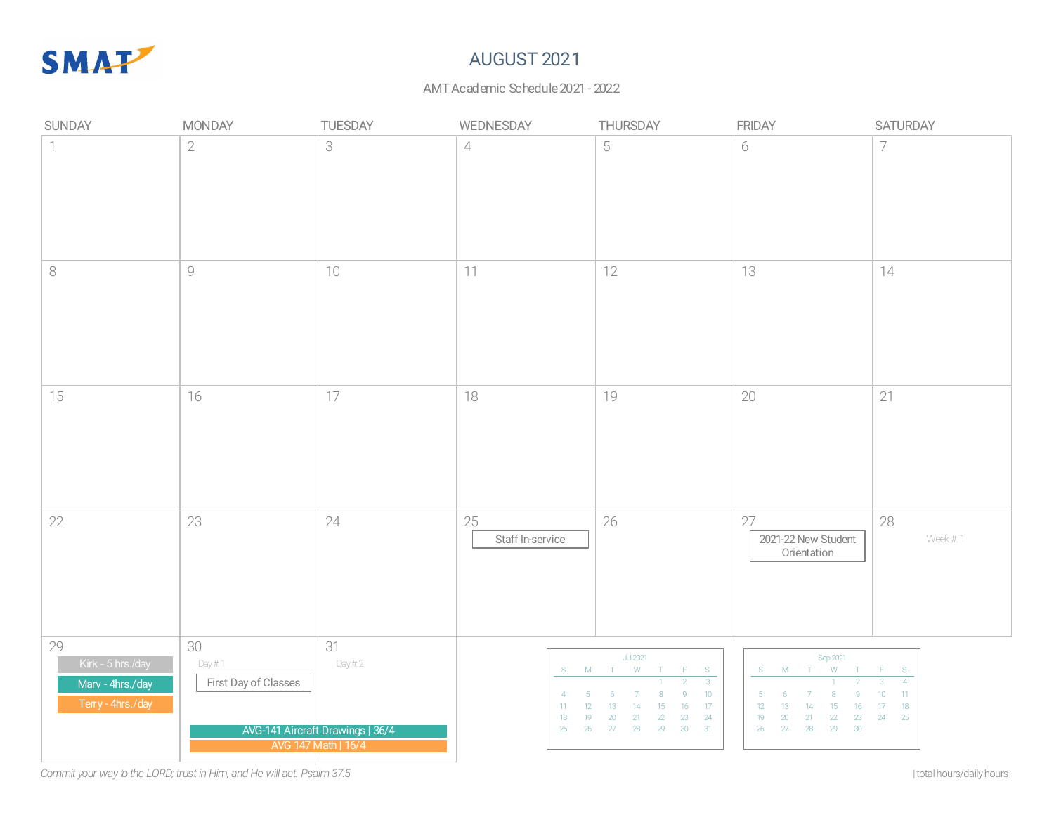SMAT

# AUGUST 2021

AMT Academic Schedule 2021 - 2022

| SUNDAY | MONDAY | TUESDAY | WEDNESDAY | THURSDAY | FRIDAY | SATURDAY |
|---|---|---|---|---|---|---|
| 1 | 2 | 3 | 4 | 5 | 6 | 7 |
| 8 | 9 | 10 | 11 | 12 | 13 | 14 |
| 15 | 16 | 17 | 18 | 19 | 20 | 21 |
| 22 | 23 | 24 | 25 Staff In-service | 26 | 27 2021-22 New Student Orientation | 28 Week #: 1 |
| 29 Kirk - 5 hrs./day; Marv - 4hrs./day; Terry - 4hrs./day | 30 Day # 1; First Day of Classes; AVG-141 Aircraft Drawings \| 36/4; AVG 147 Math \| 16/4 | 31 Day # 2 | | | | |

Jul 2021

| S | M | T | W | T | F | S |
|---|---|---|---|---|---|---|
| | | | | 1 | 2 | 3 |
| 4 | 5 | 6 | 7 | 8 | 9 | 10 |
| 11 | 12 | 13 | 14 | 15 | 16 | 17 |
| 18 | 19 | 20 | 21 | 22 | 23 | 24 |
| 25 | 26 | 27 | 28 | 29 | 30 | 31 |

Sep 2021

| S | M | T | W | T | F | S |
|---|---|---|---|---|---|---|
| | | | 1 | 2 | 3 | 4 |
| 5 | 6 | 7 | 8 | 9 | 10 | 11 |
| 12 | 13 | 14 | 15 | 16 | 17 | 18 |
| 19 | 20 | 21 | 22 | 23 | 24 | 25 |
| 26 | 27 | 28 | 29 | 30 | | |

*Commit your way to the LORD; trust in Him, and He will act. Psalm 37:5*

| total hours/daily hours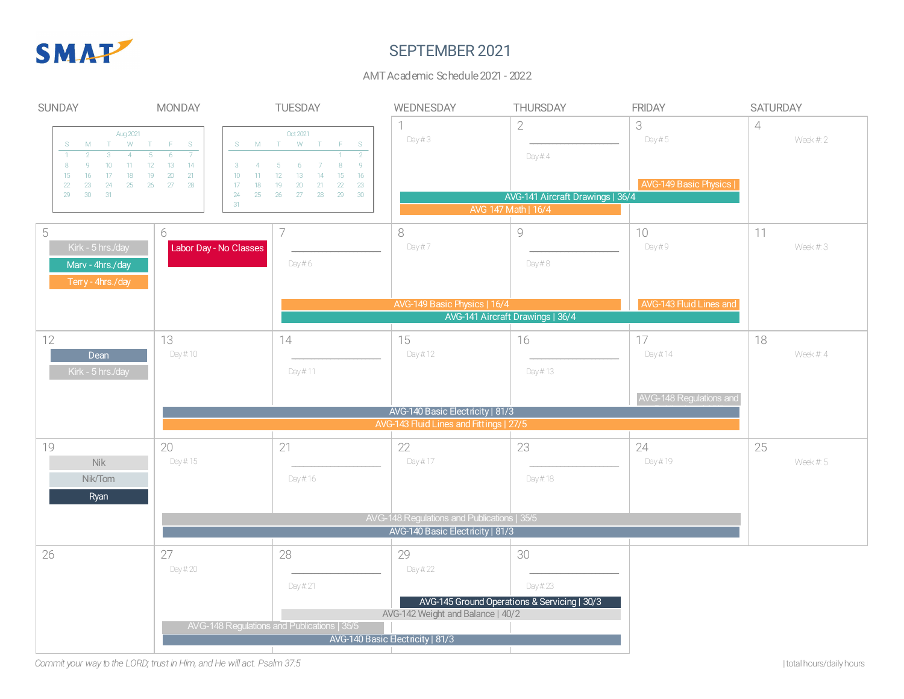SMAT

# SEPTEMBER 2021

AMT Academic Schedule 2021 - 2022

| SUNDAY | MONDAY | TUESDAY | WEDNESDAY | THURSDAY | FRIDAY | SATURDAY |
|---|---|---|---|---|---|---|
| | | | 1<br>Day # 3 | 2<br>Day # 4 | 3<br>Day # 5<br>AVG-149 Basic Physics \| | 4<br>Week #: 2 |
| 5<br>Kirk - 5 hrs./day<br>Marv - 4hrs./day<br>Terry - 4hrs./day | 6<br>Labor Day - No Classes | 7<br>Day # 6 | 8<br>Day # 7 | 9<br>Day # 8 | 10<br>Day # 9<br>AVG-143 Fluid Lines and | 11<br>Week #: 3 |
| 12<br>Dean<br>Kirk - 5 hrs./day | 13<br>Day # 10 | 14<br>Day # 11 | 15<br>Day # 12 | 16<br>Day # 13 | 17<br>Day # 14<br>AVG-148 Regulations and | 18<br>Week #: 4 |
| 19<br>Nik<br>Nik/Tom<br>Ryan | 20<br>Day # 15 | 21<br>Day # 16 | 22<br>Day # 17 | 23<br>Day # 18 | 24<br>Day # 19 | 25<br>Week #: 5 |
| 26 | 27<br>Day # 20 | 28<br>Day # 21 | 29<br>Day # 22 | 30<br>Day # 23 | | |

Week of Sep 1: AVG-141 Aircraft Drawings | 36/4 (Wed–Fri); AVG 147 Math | 16/4 (Wed–Thu)

Week of Sep 5: AVG-149 Basic Physics | 16/4 (Tue–Thu); AVG-141 Aircraft Drawings | 36/4 (Tue–Fri)

Week of Sep 12: AVG-140 Basic Electricity | 81/3 (Mon–Fri); AVG-143 Fluid Lines and Fittings | 27/5 (Mon–Fri)

Week of Sep 19: AVG-148 Regulations and Publications | 35/5 (Mon–Fri); AVG-140 Basic Electricity | 81/3 (Mon–Fri)

Week of Sep 26: AVG-145 Ground Operations & Servicing | 30/3 (Wed–Thu); AVG-142 Weight and Balance | 40/2 (Tue–Thu); AVG-148 Regulations and Publications | 35/5 (Mon–Tue); AVG-140 Basic Electricity | 81/3 (Mon–Thu)

*Commit your way to the LORD; trust in Him, and He will act. Psalm 37:5*

| total hours/daily hours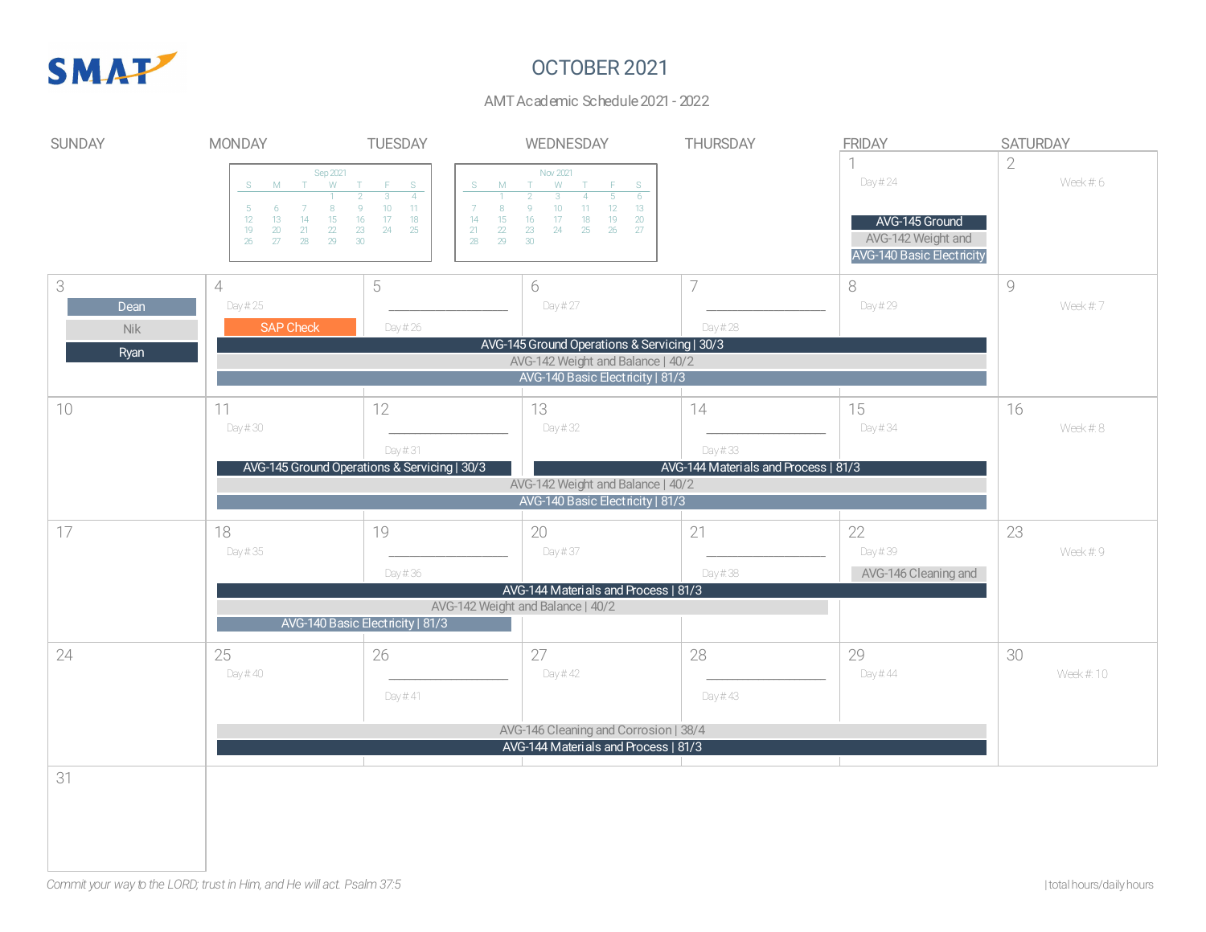SMAT

# OCTOBER 2021

AMT Academic Schedule 2021 - 2022

Sep 2021

| S | M | T | W | T | F | S |
|---|---|---|---|---|---|---|
| | | | 1 | 2 | 3 | 4 |
| 5 | 6 | 7 | 8 | 9 | 10 | 11 |
| 12 | 13 | 14 | 15 | 16 | 17 | 18 |
| 19 | 20 | 21 | 22 | 23 | 24 | 25 |
| 26 | 27 | 28 | 29 | 30 | | |

Nov 2021

| S | M | T | W | T | F | S |
|---|---|---|---|---|---|---|
| | 1 | 2 | 3 | 4 | 5 | 6 |
| 7 | 8 | 9 | 10 | 11 | 12 | 13 |
| 14 | 15 | 16 | 17 | 18 | 19 | 20 |
| 21 | 22 | 23 | 24 | 25 | 26 | 27 |
| 28 | 29 | 30 | | | | |

| SUNDAY | MONDAY | TUESDAY | WEDNESDAY | THURSDAY | FRIDAY | SATURDAY |
|---|---|---|---|---|---|---|
| | | | | | 1 Day # 24 AVG-145 Ground; AVG-142 Weight and; AVG-140 Basic Electricity | 2 Week # 6 |
| 3 Dean; Nik; Ryan | 4 Day # 25 SAP Check | 5 Day # 26 | 6 Day # 27 | 7 Day # 28 | 8 Day # 29 | 9 Week # 7 |
| 10 | 11 Day # 30 | 12 Day # 31 | 13 Day # 32 | 14 Day # 33 | 15 Day # 34 | 16 Week # 8 |
| 17 | 18 Day # 35 | 19 Day # 36 | 20 Day # 37 | 21 Day # 38 | 22 Day # 39 AVG-146 Cleaning and | 23 Week # 9 |
| 24 | 25 Day # 40 | 26 Day # 41 | 27 Day # 42 | 28 Day # 43 | 29 Day # 44 | 30 Week # 10 |
| 31 | | | | | | |

Week of Oct 4–8:
- AVG-145 Ground Operations & Servicing | 30/3
- AVG-142 Weight and Balance | 40/2
- AVG-140 Basic Electricity | 81/3

Week of Oct 11–15:
- AVG-145 Ground Operations & Servicing | 30/3 (Oct 11–12)
- AVG-144 Materials and Process | 81/3 (Oct 13–15)
- AVG-142 Weight and Balance | 40/2
- AVG-140 Basic Electricity | 81/3

Week of Oct 18–22:
- AVG-144 Materials and Process | 81/3
- AVG-142 Weight and Balance | 40/2 (Oct 18–21)
- AVG-140 Basic Electricity | 81/3 (Oct 18–19)

Week of Oct 25–29:
- AVG-146 Cleaning and Corrosion | 38/4
- AVG-144 Materials and Process | 81/3

*Commit your way to the LORD; trust in Him, and He will act. Psalm 37:5*

| total hours/daily hours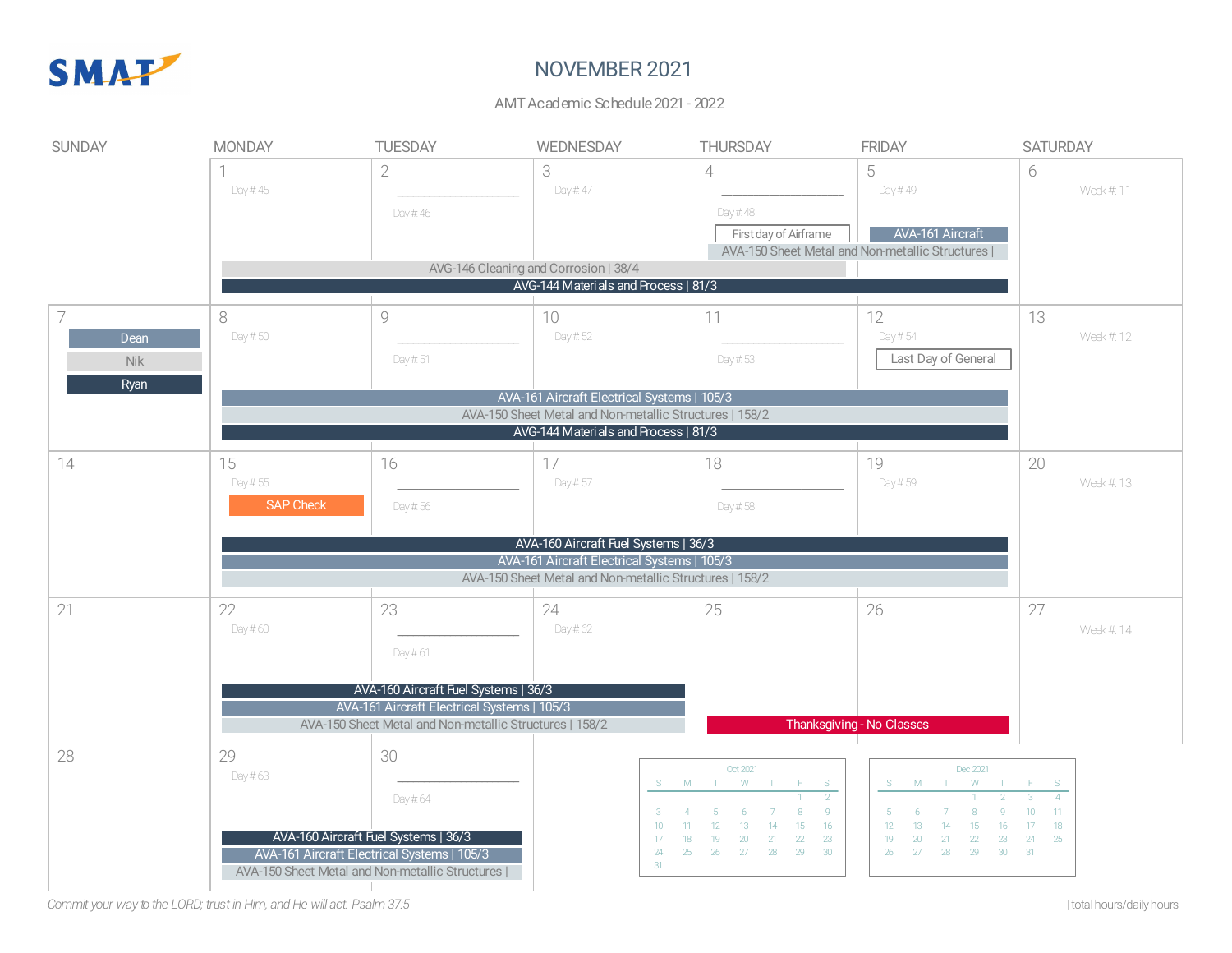SMAT

# NOVEMBER 2021

AMT Academic Schedule 2021 - 2022

| SUNDAY | MONDAY | TUESDAY | WEDNESDAY | THURSDAY | FRIDAY | SATURDAY |
|---|---|---|---|---|---|---|
| | 1<br>Day # 45 | 2<br>Day # 46 | 3<br>Day # 47 | 4<br>Day # 48<br>First day of Airframe | 5<br>Day # 49<br>AVA-161 Aircraft | 6<br>Week #: 11 |
| | AVG-146 Cleaning and Corrosion \| 38/4 (Mon–Thu) | | | AVA-150 Sheet Metal and Non-metallic Structures \| (Thu–Fri) | | |
| | AVG-144 Materials and Process \| 81/3 (Mon–Fri) | | | | | |
| 7<br>Dean<br>Nik<br>Ryan | 8<br>Day # 50 | 9<br>Day # 51 | 10<br>Day # 52 | 11<br>Day # 53 | 12<br>Day # 54<br>Last Day of General | 13<br>Week #: 12 |
| | AVA-161 Aircraft Electrical Systems \| 105/3 (Mon–Fri) | | | | | |
| | AVA-150 Sheet Metal and Non-metallic Structures \| 158/2 (Mon–Fri) | | | | | |
| | AVG-144 Materials and Process \| 81/3 (Mon–Fri) | | | | | |
| 14 | 15<br>Day # 55<br>SAP Check | 16<br>Day # 56 | 17<br>Day # 57 | 18<br>Day # 58 | 19<br>Day # 59 | 20<br>Week #: 13 |
| | AVA-160 Aircraft Fuel Systems \| 36/3 (Mon–Fri) | | | | | |
| | AVA-161 Aircraft Electrical Systems \| 105/3 (Mon–Fri) | | | | | |
| | AVA-150 Sheet Metal and Non-metallic Structures \| 158/2 (Mon–Fri) | | | | | |
| 21 | 22<br>Day # 60 | 23<br>Day # 61 | 24<br>Day # 62 | 25 | 26 | 27<br>Week #: 14 |
| | AVA-160 Aircraft Fuel Systems \| 36/3 (Mon–Wed) | | | Thanksgiving - No Classes (Thu–Fri) | | |
| | AVA-161 Aircraft Electrical Systems \| 105/3 (Mon–Wed) | | | | | |
| | AVA-150 Sheet Metal and Non-metallic Structures \| 158/2 (Mon–Wed) | | | | | |
| 28 | 29<br>Day # 63 | 30<br>Day # 64 | | | | |
| | AVA-160 Aircraft Fuel Systems \| 36/3 (Mon–Tue) | | | | | |
| | AVA-161 Aircraft Electrical Systems \| 105/3 (Mon–Tue) | | | | | |
| | AVA-150 Sheet Metal and Non-metallic Structures \| (Mon–Tue) | | | | | |

Oct 2021

| S | M | T | W | T | F | S |
|---|---|---|---|---|---|---|
| | | | | | 1 | 2 |
| 3 | 4 | 5 | 6 | 7 | 8 | 9 |
| 10 | 11 | 12 | 13 | 14 | 15 | 16 |
| 17 | 18 | 19 | 20 | 21 | 22 | 23 |
| 24 | 25 | 26 | 27 | 28 | 29 | 30 |
| 31 | | | | | | |

Dec 2021

| S | M | T | W | T | F | S |
|---|---|---|---|---|---|---|
| | | | 1 | 2 | 3 | 4 |
| 5 | 6 | 7 | 8 | 9 | 10 | 11 |
| 12 | 13 | 14 | 15 | 16 | 17 | 18 |
| 19 | 20 | 21 | 22 | 23 | 24 | 25 |
| 26 | 27 | 28 | 29 | 30 | 31 | |

*Commit your way to the LORD; trust in Him, and He will act. Psalm 37:5*

| total hours/daily hours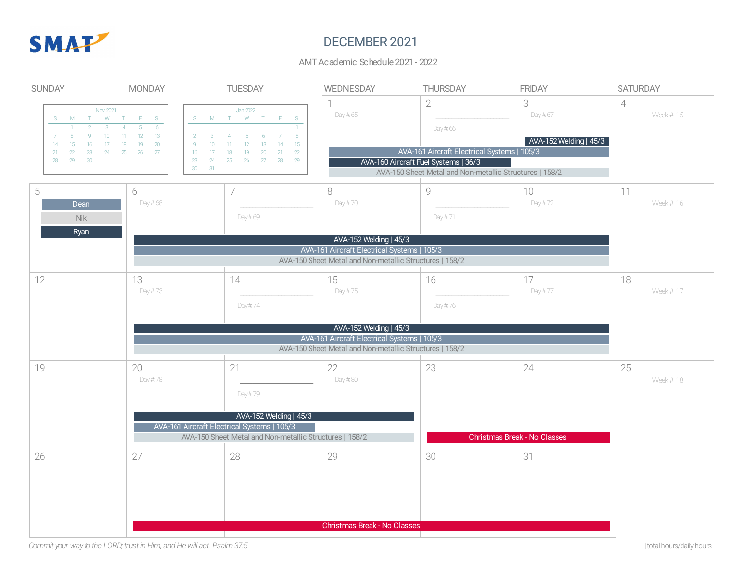SMAT

# DECEMBER 2021

AMT Academic Schedule 2021 - 2022

| SUNDAY | MONDAY | TUESDAY | WEDNESDAY | THURSDAY | FRIDAY | SATURDAY |
|---|---|---|---|---|---|---|
| | | | 1<br>Day # 65 | 2<br>Day # 66 | 3<br>Day # 67 | 4<br>Week #: 15 |
| 5 | 6<br>Day # 68 | 7<br>Day # 69 | 8<br>Day # 70 | 9<br>Day # 71 | 10<br>Day # 72 | 11<br>Week #: 16 |
| 12 | 13<br>Day # 73 | 14<br>Day # 74 | 15<br>Day # 75 | 16<br>Day # 76 | 17<br>Day # 77 | 18<br>Week #: 17 |
| 19 | 20<br>Day # 78 | 21<br>Day # 79 | 22<br>Day # 80 | 23 | 24 | 25<br>Week #: 18 |
| 26 | 27 | 28 | 29 | 30 | 31 | |

**Nov 2021**

| S | M | T | W | T | F | S |
|---|---|---|---|---|---|---|
| | 1 | 2 | 3 | 4 | 5 | 6 |
| 7 | 8 | 9 | 10 | 11 | 12 | 13 |
| 14 | 15 | 16 | 17 | 18 | 19 | 20 |
| 21 | 22 | 23 | 24 | 25 | 26 | 27 |
| 28 | 29 | 30 | | | | |

**Jan 2022**

| S | M | T | W | T | F | S |
|---|---|---|---|---|---|---|
| | | | | | | 1 |
| 2 | 3 | 4 | 5 | 6 | 7 | 8 |
| 9 | 10 | 11 | 12 | 13 | 14 | 15 |
| 16 | 17 | 18 | 19 | 20 | 21 | 22 |
| 23 | 24 | 25 | 26 | 27 | 28 | 29 |
| 30 | 31 | | | | | |

Legend: Dean, Nik, Ryan

**Week of Dec 1–3:**
- AVA-152 Welding | 45/3 (Dec 3)
- AVA-161 Aircraft Electrical Systems | 105/3 (Dec 1–3)
- AVA-160 Aircraft Fuel Systems | 36/3 (Dec 1–2)
- AVA-150 Sheet Metal and Non-metallic Structures | 158/2 (Dec 1–3)

**Week of Dec 6–10:**
- AVA-152 Welding | 45/3
- AVA-161 Aircraft Electrical Systems | 105/3
- AVA-150 Sheet Metal and Non-metallic Structures | 158/2

**Week of Dec 13–17:**
- AVA-152 Welding | 45/3
- AVA-161 Aircraft Electrical Systems | 105/3
- AVA-150 Sheet Metal and Non-metallic Structures | 158/2

**Week of Dec 20–24:**
- AVA-152 Welding | 45/3 (Dec 20–22)
- AVA-161 Aircraft Electrical Systems | 105/3 (Dec 20–21)
- AVA-150 Sheet Metal and Non-metallic Structures | 158/2 (Dec 20–22)
- Christmas Break - No Classes (Dec 23–24)

**Week of Dec 27–31:**
- Christmas Break - No Classes

*Commit your way to the LORD; trust in Him, and He will act. Psalm 37:5*

| total hours/daily hours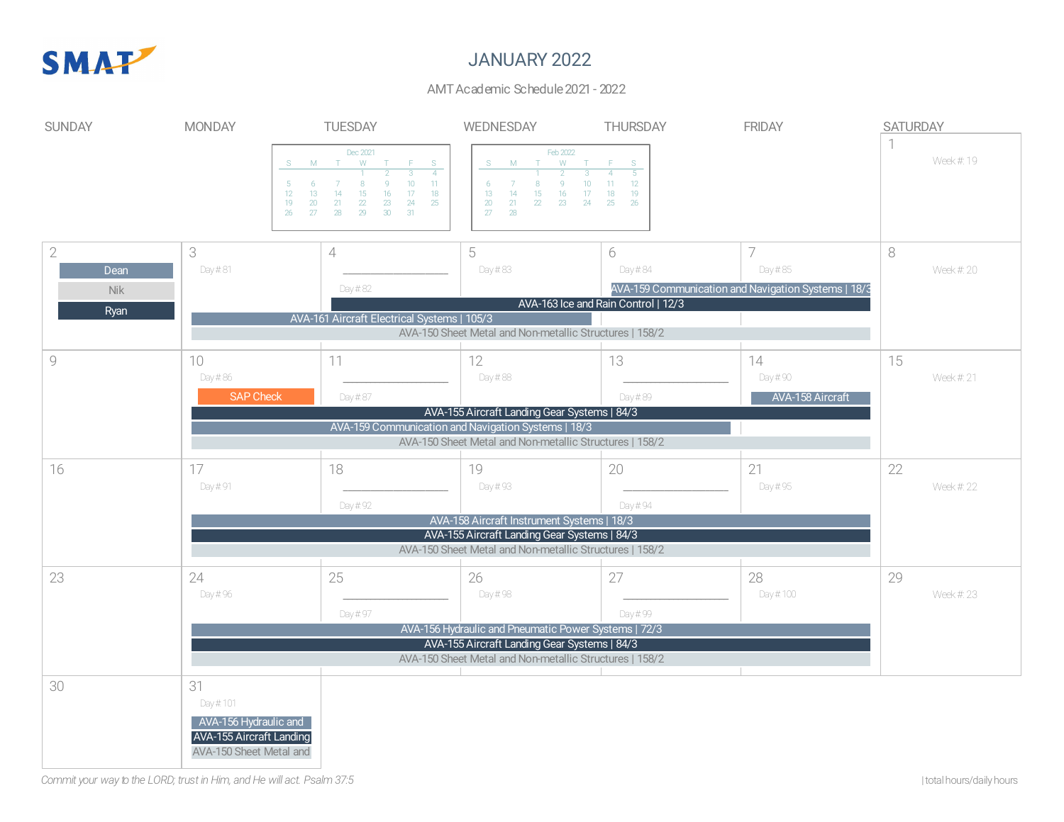# JANUARY 2022

AMT Academic Schedule 2021 - 2022

| Dec 2021 | | | | | | |
|---|---|---|---|---|---|---|
| S | M | T | W | T | F | S |
| | | | 1 | 2 | 3 | 4 |
| 5 | 6 | 7 | 8 | 9 | 10 | 11 |
| 12 | 13 | 14 | 15 | 16 | 17 | 18 |
| 19 | 20 | 21 | 22 | 23 | 24 | 25 |
| 26 | 27 | 28 | 29 | 30 | 31 | |

| Feb 2022 | | | | | | |
|---|---|---|---|---|---|---|
| S | M | T | W | T | F | S |
| | | 1 | 2 | 3 | 4 | 5 |
| 6 | 7 | 8 | 9 | 10 | 11 | 12 |
| 13 | 14 | 15 | 16 | 17 | 18 | 19 |
| 20 | 21 | 22 | 23 | 24 | 25 | 26 |
| 27 | 28 | | | | | |

| SUNDAY | MONDAY | TUESDAY | WEDNESDAY | THURSDAY | FRIDAY | SATURDAY |
|---|---|---|---|---|---|---|
| | | | | | | 1 Week #: 19 |
| 2 Dean, Nik, Ryan | 3 Day # 81 | 4 Day # 82 | 5 Day # 83 | 6 Day # 84 | 7 Day # 85 | 8 Week #: 20 |
| 9 | 10 Day # 86 SAP Check | 11 Day # 87 | 12 Day # 88 | 13 Day # 89 | 14 Day # 90 | 15 Week #: 21 |
| 16 | 17 Day # 91 | 18 Day # 92 | 19 Day # 93 | 20 Day # 94 | 21 Day # 95 | 22 Week #: 22 |
| 23 | 24 Day # 96 | 25 Day # 97 | 26 Day # 98 | 27 Day # 99 | 28 Day # 100 | 29 Week #: 23 |
| 30 | 31 Day # 101 | | | | | |

**Week of Jan 2:**
- AVA-159 Communication and Navigation Systems | 18/3 (Thu–Fri)
- AVA-163 Ice and Rain Control | 12/3 (Tue–Fri)
- AVA-161 Aircraft Electrical Systems | 105/3 (Mon–Wed)
- AVA-150 Sheet Metal and Non-metallic Structures | 158/2 (Mon–Fri)

**Week of Jan 9:**
- AVA-158 Aircraft (Fri)
- AVA-155 Aircraft Landing Gear Systems | 84/3 (Mon–Fri)
- AVA-159 Communication and Navigation Systems | 18/3 (Mon–Thu)
- AVA-150 Sheet Metal and Non-metallic Structures | 158/2 (Mon–Fri)

**Week of Jan 16:**
- AVA-158 Aircraft Instrument Systems | 18/3 (Mon–Fri)
- AVA-155 Aircraft Landing Gear Systems | 84/3 (Mon–Fri)
- AVA-150 Sheet Metal and Non-metallic Structures | 158/2 (Mon–Fri)

**Week of Jan 23:**
- AVA-156 Hydraulic and Pneumatic Power Systems | 72/3 (Mon–Fri)
- AVA-155 Aircraft Landing Gear Systems | 84/3 (Mon–Fri)
- AVA-150 Sheet Metal and Non-metallic Structures | 158/2 (Mon–Fri)

**Week of Jan 30:**
- AVA-156 Hydraulic and (Mon)
- AVA-155 Aircraft Landing (Mon)
- AVA-150 Sheet Metal and (Mon)

*Commit your way to the LORD; trust in Him, and He will act. Psalm 37:5*

| total hours/daily hours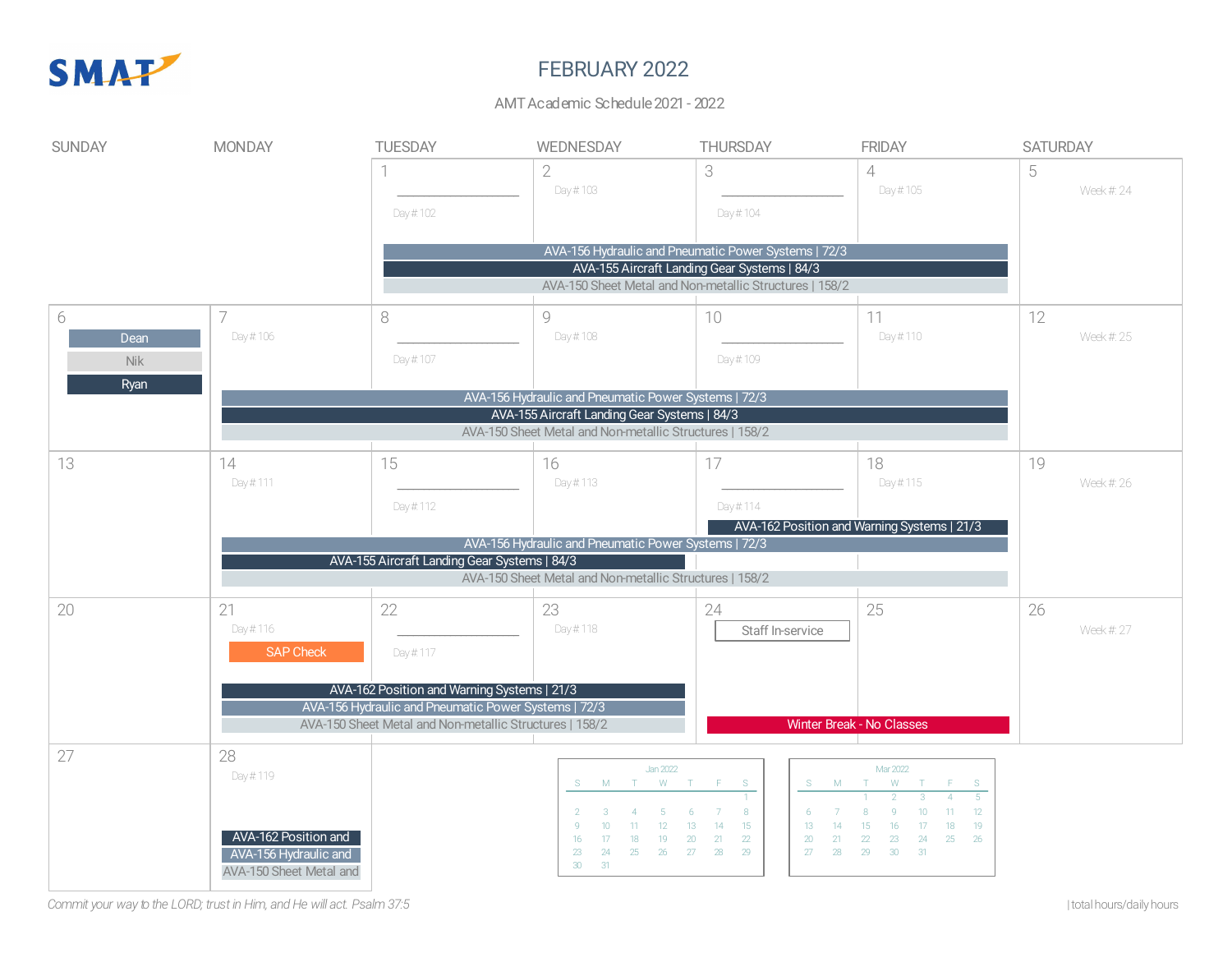SMAT

# FEBRUARY 2022

AMT Academic Schedule 2021 - 2022

| SUNDAY | MONDAY | TUESDAY | WEDNESDAY | THURSDAY | FRIDAY | SATURDAY |
|---|---|---|---|---|---|---|
| | | 1<br>Day # 102 | 2<br>Day # 103 | 3<br>Day # 104 | 4<br>Day # 105 | 5<br>Week #: 24 |
| | | AVA-156 Hydraulic and Pneumatic Power Systems \| 72/3<br>AVA-155 Aircraft Landing Gear Systems \| 84/3<br>AVA-150 Sheet Metal and Non-metallic Structures \| 158/2 | | | | |
| 6<br>Dean<br>Nik<br>Ryan | 7<br>Day # 106 | 8<br>Day # 107 | 9<br>Day # 108 | 10<br>Day # 109 | 11<br>Day # 110 | 12<br>Week #: 25 |
| | AVA-156 Hydraulic and Pneumatic Power Systems \| 72/3<br>AVA-155 Aircraft Landing Gear Systems \| 84/3<br>AVA-150 Sheet Metal and Non-metallic Structures \| 158/2 | | | | | |
| 13 | 14<br>Day # 111 | 15<br>Day # 112 | 16<br>Day # 113 | 17<br>Day # 114<br>AVA-162 Position and Warning Systems \| 21/3 | 18<br>Day # 115 | 19<br>Week #: 26 |
| | AVA-156 Hydraulic and Pneumatic Power Systems \| 72/3<br>AVA-155 Aircraft Landing Gear Systems \| 84/3<br>AVA-150 Sheet Metal and Non-metallic Structures \| 158/2 | | | | | |
| 20 | 21<br>Day # 116<br>SAP Check | 22<br>Day # 117 | 23<br>Day # 118 | 24<br>Staff In-service | 25 | 26<br>Week #: 27 |
| | AVA-162 Position and Warning Systems \| 21/3<br>AVA-156 Hydraulic and Pneumatic Power Systems \| 72/3<br>AVA-150 Sheet Metal and Non-metallic Structures \| 158/2 | | | Winter Break - No Classes | | |
| 27 | 28<br>Day # 119<br>AVA-162 Position and<br>AVA-156 Hydraulic and<br>AVA-150 Sheet Metal and | | | | | |

Jan 2022

| S | M | T | W | T | F | S |
|---|---|---|---|---|---|---|
| | | | | | | 1 |
| 2 | 3 | 4 | 5 | 6 | 7 | 8 |
| 9 | 10 | 11 | 12 | 13 | 14 | 15 |
| 16 | 17 | 18 | 19 | 20 | 21 | 22 |
| 23 | 24 | 25 | 26 | 27 | 28 | 29 |
| 30 | 31 | | | | | |

Mar 2022

| S | M | T | W | T | F | S |
|---|---|---|---|---|---|---|
| | | 1 | 2 | 3 | 4 | 5 |
| 6 | 7 | 8 | 9 | 10 | 11 | 12 |
| 13 | 14 | 15 | 16 | 17 | 18 | 19 |
| 20 | 21 | 22 | 23 | 24 | 25 | 26 |
| 27 | 28 | 29 | 30 | 31 | | |

*Commit your way to the LORD; trust in Him, and He will act. Psalm 37:5*

| total hours/daily hours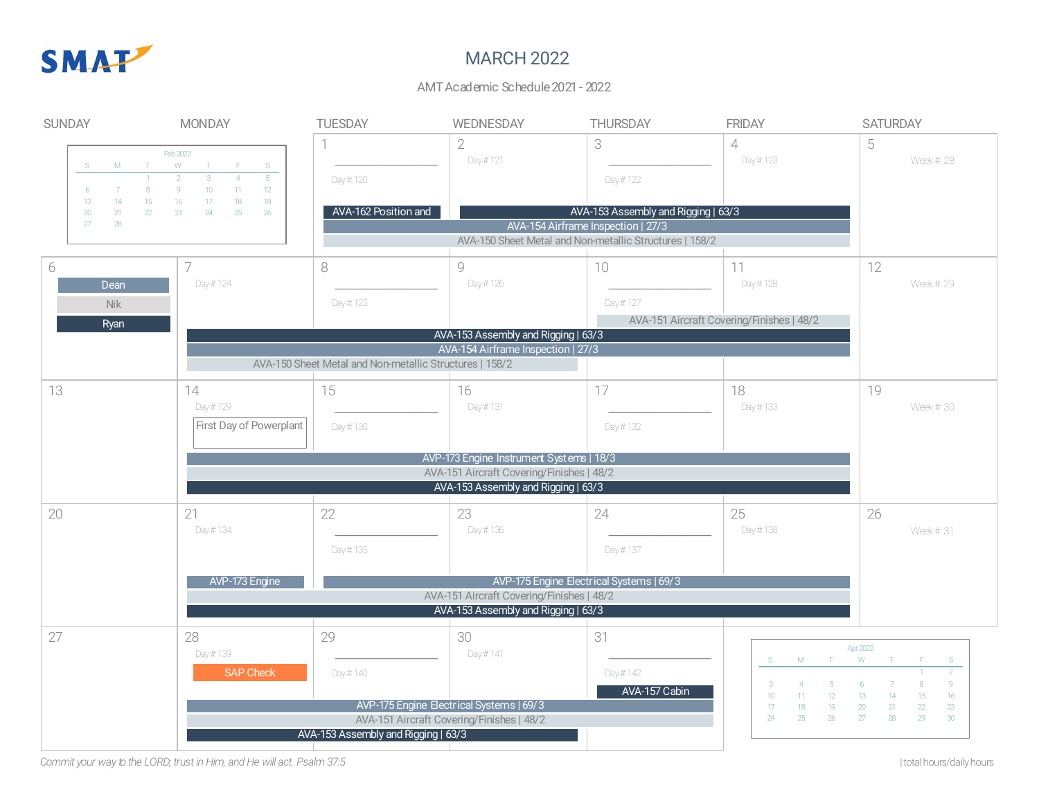# MARCH 2022

AMT Academic Schedule 2021 - 2022

| SUNDAY | MONDAY | TUESDAY | WEDNESDAY | THURSDAY | FRIDAY | SATURDAY |
|---|---|---|---|---|---|---|
| | | 1<br>Day # 120<br>AVA-162 Position and | 2<br>Day # 121 | 3<br>Day # 122 | 4<br>Day # 123 | 5<br>Week #: 28 |
| 6<br>Dean<br>Nik<br>Ryan | 7<br>Day # 124 | 8<br>Day # 125 | 9<br>Day # 126 | 10<br>Day # 127 | 11<br>Day # 128 | 12<br>Week #: 29 |
| 13 | 14<br>Day # 129<br>First Day of Powerplant | 15<br>Day # 130 | 16<br>Day # 131 | 17<br>Day # 132 | 18<br>Day # 133 | 19<br>Week #: 30 |
| 20 | 21<br>Day # 134<br>AVP-173 Engine | 22<br>Day # 135 | 23<br>Day # 136 | 24<br>Day # 137 | 25<br>Day # 138 | 26<br>Week #: 31 |
| 27 | 28<br>Day # 139<br>SAP Check | 29<br>Day # 140 | 30<br>Day # 141 | 31<br>Day # 142<br>AVA-157 Cabin | | |

Week of March 1:
- AVA-153 Assembly and Rigging | 63/3 (Wed–Fri)
- AVA-154 Airframe Inspection | 27/3 (Tue–Fri)
- AVA-150 Sheet Metal and Non-metallic Structures | 158/2 (Tue–Fri)

Week of March 7:
- AVA-151 Aircraft Covering/Finishes | 48/2 (Thu–Fri)
- AVA-153 Assembly and Rigging | 63/3 (Mon–Fri)
- AVA-154 Airframe Inspection | 27/3 (Mon–Fri)
- AVA-150 Sheet Metal and Non-metallic Structures | 158/2 (Mon–Wed)

Week of March 14:
- AVP-173 Engine Instrument Systems | 18/3 (Mon–Fri)
- AVA-151 Aircraft Covering/Finishes | 48/2 (Mon–Fri)
- AVA-153 Assembly and Rigging | 63/3 (Mon–Fri)

Week of March 21:
- AVP-173 Engine (Mon)
- AVP-175 Engine Electrical Systems | 69/3 (Tue–Fri)
- AVA-151 Aircraft Covering/Finishes | 48/2 (Mon–Fri)
- AVA-153 Assembly and Rigging | 63/3 (Mon–Fri)

Week of March 28:
- AVP-175 Engine Electrical Systems | 69/3 (Mon–Thu)
- AVA-151 Aircraft Covering/Finishes | 48/2 (Mon–Thu)
- AVA-153 Assembly and Rigging | 63/3 (Mon–Wed)

**Feb 2022**

| S | M | T | W | T | F | S |
|---|---|---|---|---|---|---|
| | | 1 | 2 | 3 | 4 | 5 |
| 6 | 7 | 8 | 9 | 10 | 11 | 12 |
| 13 | 14 | 15 | 16 | 17 | 18 | 19 |
| 20 | 21 | 22 | 23 | 24 | 25 | 26 |
| 27 | 28 | | | | | |

**Apr 2022**

| S | M | T | W | T | F | S |
|---|---|---|---|---|---|---|
| | | | | | 1 | 2 |
| 3 | 4 | 5 | 6 | 7 | 8 | 9 |
| 10 | 11 | 12 | 13 | 14 | 15 | 16 |
| 17 | 18 | 19 | 20 | 21 | 22 | 23 |
| 24 | 25 | 26 | 27 | 28 | 29 | 30 |

*Commit your way to the LORD; trust in Him, and He will act. Psalm 37:5*

| total hours/daily hours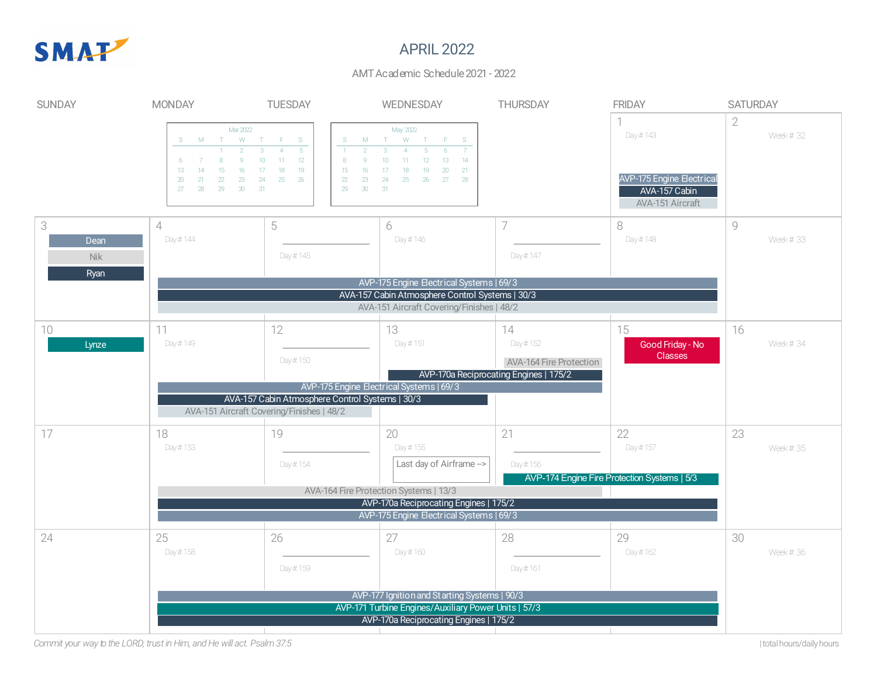SMAT

# APRIL 2022

AMT Academic Schedule 2021 - 2022

**Mar 2022**

| S | M | T | W | T | F | S |
|---|---|---|---|---|---|---|
| | | 1 | 2 | 3 | 4 | 5 |
| 6 | 7 | 8 | 9 | 10 | 11 | 12 |
| 13 | 14 | 15 | 16 | 17 | 18 | 19 |
| 20 | 21 | 22 | 23 | 24 | 25 | 26 |
| 27 | 28 | 29 | 30 | 31 | | |

**May 2022**

| S | M | T | W | T | F | S |
|---|---|---|---|---|---|---|
| 1 | 2 | 3 | 4 | 5 | 6 | 7 |
| 8 | 9 | 10 | 11 | 12 | 13 | 14 |
| 15 | 16 | 17 | 18 | 19 | 20 | 21 |
| 22 | 23 | 24 | 25 | 26 | 27 | 28 |
| 29 | 30 | 31 | | | | |

| SUNDAY | MONDAY | TUESDAY | WEDNESDAY | THURSDAY | FRIDAY | SATURDAY |
|---|---|---|---|---|---|---|
| | | | | | 1<br>Day # 143<br>AVP-175 Engine Electrical<br>AVA-157 Cabin<br>AVA-151 Aircraft | 2<br>Week #: 32 |
| 3<br>Dean<br>Nik<br>Ryan | 4<br>Day # 144 | 5<br>Day # 145 | 6<br>Day # 146 | 7<br>Day # 147 | 8<br>Day # 148 | 9<br>Week #: 33 |
| 10<br>Lynze | 11<br>Day # 149 | 12<br>Day # 150 | 13<br>Day # 151 | 14<br>Day # 152<br>AVA-164 Fire Protection | 15<br>Good Friday - No Classes | 16<br>Week #: 34 |
| 17 | 18<br>Day # 153 | 19<br>Day # 154 | 20<br>Day # 155<br>Last day of Airframe --> | 21<br>Day # 156 | 22<br>Day # 157 | 23<br>Week #: 35 |
| 24 | 25<br>Day # 158 | 26<br>Day # 159 | 27<br>Day # 160 | 28<br>Day # 161 | 29<br>Day # 162 | 30<br>Week #: 36 |

Week of April 4–8:
- AVP-175 Engine Electrical Systems | 69/3
- AVA-157 Cabin Atmosphere Control Systems | 30/3
- AVA-151 Aircraft Covering/Finishes | 48/2

Week of April 11–15:
- AVP-170a Reciprocating Engines | 175/2 (April 13–14)
- AVP-175 Engine Electrical Systems | 69/3 (April 11–14)
- AVA-157 Cabin Atmosphere Control Systems | 30/3 (April 11–13)
- AVA-151 Aircraft Covering/Finishes | 48/2 (April 11–12)

Week of April 18–22:
- AVP-174 Engine Fire Protection Systems | 5/3 (April 21–22)
- AVA-164 Fire Protection Systems | 13/3 (April 18–21)
- AVP-170a Reciprocating Engines | 175/2
- AVP-175 Engine Electrical Systems | 69/3

Week of April 25–29:
- AVP-177 Ignition and Starting Systems | 90/3
- AVP-171 Turbine Engines/Auxiliary Power Units | 57/3
- AVP-170a Reciprocating Engines | 175/2

*Commit your way to the LORD; trust in Him, and He will act. Psalm 37:5*

| total hours/daily hours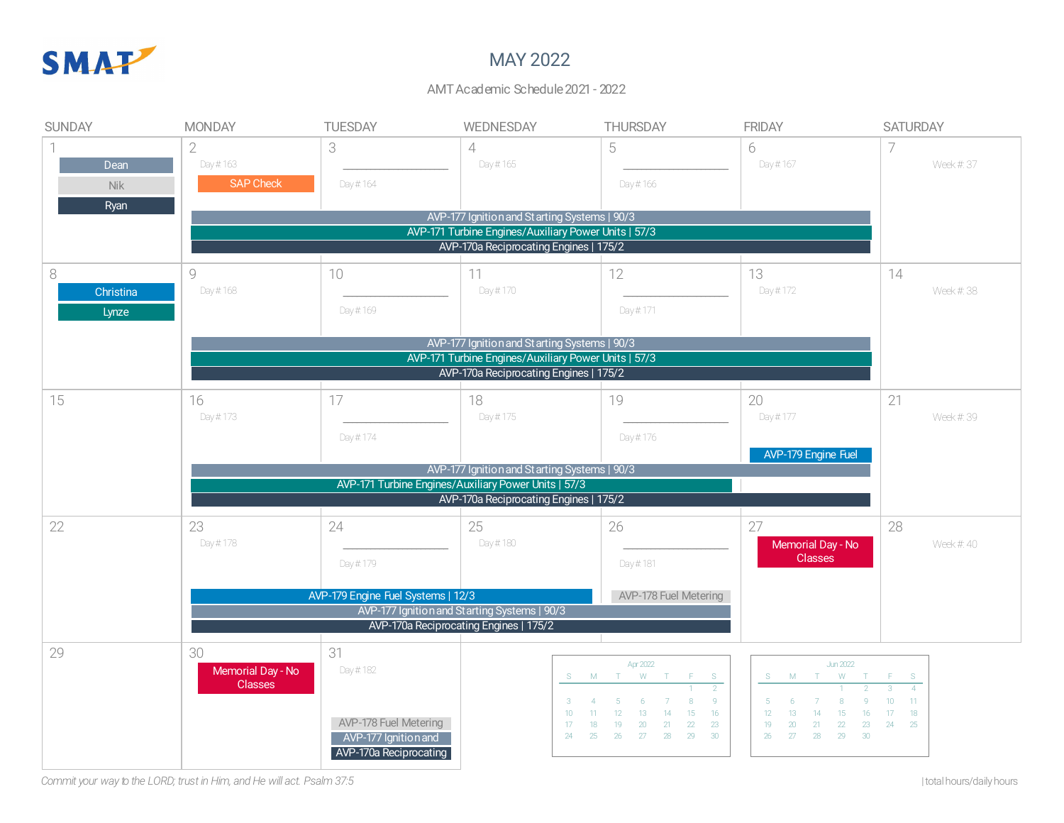SMAT

# MAY 2022

AMT Academic Schedule 2021 - 2022

| SUNDAY | MONDAY | TUESDAY | WEDNESDAY | THURSDAY | FRIDAY | SATURDAY |
|---|---|---|---|---|---|---|
| 1<br>Dean<br>Nik<br>Ryan | 2<br>Day # 163<br>SAP Check | 3<br>Day # 164 | 4<br>Day # 165 | 5<br>Day # 166 | 6<br>Day # 167 | 7<br>Week #: 37 |
| | AVP-177 Ignition and Starting Systems \| 90/3<br>AVP-171 Turbine Engines/Auxiliary Power Units \| 57/3<br>AVP-170a Reciprocating Engines \| 175/2 | | | | | |
| 8<br>Christina<br>Lynze | 9<br>Day # 168 | 10<br>Day # 169 | 11<br>Day # 170 | 12<br>Day # 171 | 13<br>Day # 172 | 14<br>Week #: 38 |
| | AVP-177 Ignition and Starting Systems \| 90/3<br>AVP-171 Turbine Engines/Auxiliary Power Units \| 57/3<br>AVP-170a Reciprocating Engines \| 175/2 | | | | | |
| 15 | 16<br>Day # 173 | 17<br>Day # 174 | 18<br>Day # 175 | 19<br>Day # 176 | 20<br>Day # 177<br>AVP-179 Engine Fuel | 21<br>Week #: 39 |
| | AVP-177 Ignition and Starting Systems \| 90/3<br>AVP-171 Turbine Engines/Auxiliary Power Units \| 57/3<br>AVP-170a Reciprocating Engines \| 175/2 | | | | | |
| 22 | 23<br>Day # 178 | 24<br>Day # 179 | 25<br>Day # 180 | 26<br>Day # 181<br>AVP-178 Fuel Metering | 27<br>Memorial Day - No Classes | 28<br>Week #: 40 |
| | AVP-179 Engine Fuel Systems \| 12/3<br>AVP-177 Ignition and Starting Systems \| 90/3<br>AVP-170a Reciprocating Engines \| 175/2 | | | | | |
| 29 | 30<br>Memorial Day - No Classes | 31<br>Day # 182<br>AVP-178 Fuel Metering<br>AVP-177 Ignition and<br>AVP-170a Reciprocating | | | | |

**Apr 2022**

| S | M | T | W | T | F | S |
|---|---|---|---|---|---|---|
| | | | | | 1 | 2 |
| 3 | 4 | 5 | 6 | 7 | 8 | 9 |
| 10 | 11 | 12 | 13 | 14 | 15 | 16 |
| 17 | 18 | 19 | 20 | 21 | 22 | 23 |
| 24 | 25 | 26 | 27 | 28 | 29 | 30 |

**Jun 2022**

| S | M | T | W | T | F | S |
|---|---|---|---|---|---|---|
| | | | 1 | 2 | 3 | 4 |
| 5 | 6 | 7 | 8 | 9 | 10 | 11 |
| 12 | 13 | 14 | 15 | 16 | 17 | 18 |
| 19 | 20 | 21 | 22 | 23 | 24 | 25 |
| 26 | 27 | 28 | 29 | 30 | | |

*Commit your way to the LORD; trust in Him, and He will act. Psalm 37:5*

| total hours/daily hours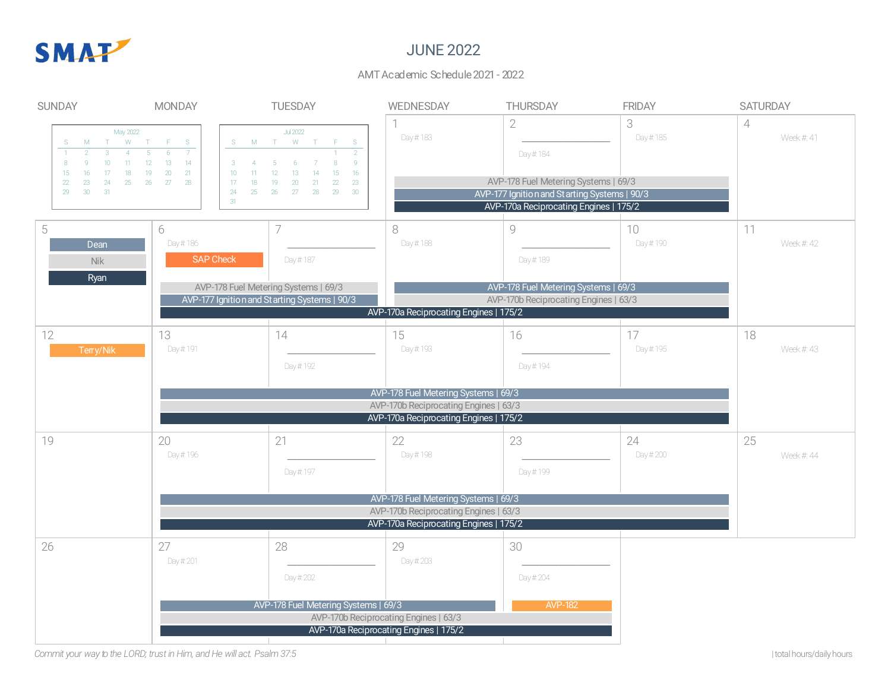SMAT

# JUNE 2022

AMT Academic Schedule 2021 - 2022

| SUNDAY | MONDAY | TUESDAY | WEDNESDAY | THURSDAY | FRIDAY | SATURDAY |
|---|---|---|---|---|---|---|
| | | | 1<br>Day # 183 | 2<br>Day # 184 | 3<br>Day # 185 | 4<br>Week #: 41 |
| 5<br>Dean<br>Nik<br>Ryan | 6<br>Day # 186<br>SAP Check | 7<br>Day # 187 | 8<br>Day # 188 | 9<br>Day # 189 | 10<br>Day # 190 | 11<br>Week #: 42 |
| 12<br>Terry/Nik | 13<br>Day # 191 | 14<br>Day # 192 | 15<br>Day # 193 | 16<br>Day # 194 | 17<br>Day # 195 | 18<br>Week #: 43 |
| 19 | 20<br>Day # 196 | 21<br>Day # 197 | 22<br>Day # 198 | 23<br>Day # 199 | 24<br>Day # 200 | 25<br>Week #: 44 |
| 26 | 27<br>Day # 201 | 28<br>Day # 202 | 29<br>Day # 203 | 30<br>Day # 204<br>AVP-182 | | |

**Week of June 1–3 (Wed–Fri):**
- AVP-178 Fuel Metering Systems | 69/3
- AVP-177 Ignition and Starting Systems | 90/3
- AVP-170a Reciprocating Engines | 175/2

**Week of June 6–10:**
- AVP-178 Fuel Metering Systems | 69/3 (Mon–Tue)
- AVP-177 Ignition and Starting Systems | 90/3 (Mon–Tue)
- AVP-178 Fuel Metering Systems | 69/3 (Wed–Fri)
- AVP-170b Reciprocating Engines | 63/3 (Wed–Fri)
- AVP-170a Reciprocating Engines | 175/2 (Mon–Fri)

**Week of June 13–17:**
- AVP-178 Fuel Metering Systems | 69/3
- AVP-170b Reciprocating Engines | 63/3
- AVP-170a Reciprocating Engines | 175/2

**Week of June 20–24:**
- AVP-178 Fuel Metering Systems | 69/3
- AVP-170b Reciprocating Engines | 63/3
- AVP-170a Reciprocating Engines | 175/2

**Week of June 27–30:**
- AVP-178 Fuel Metering Systems | 69/3 (Mon–Wed)
- AVP-182 (Thu)
- AVP-170b Reciprocating Engines | 63/3 (Mon–Thu)
- AVP-170a Reciprocating Engines | 175/2 (Mon–Thu)

**May 2022**

| S | M | T | W | T | F | S |
|---|---|---|---|---|---|---|
| 1 | 2 | 3 | 4 | 5 | 6 | 7 |
| 8 | 9 | 10 | 11 | 12 | 13 | 14 |
| 15 | 16 | 17 | 18 | 19 | 20 | 21 |
| 22 | 23 | 24 | 25 | 26 | 27 | 28 |
| 29 | 30 | 31 | | | | |

**Jul 2022**

| S | M | T | W | T | F | S |
|---|---|---|---|---|---|---|
| | | | | | 1 | 2 |
| 3 | 4 | 5 | 6 | 7 | 8 | 9 |
| 10 | 11 | 12 | 13 | 14 | 15 | 16 |
| 17 | 18 | 19 | 20 | 21 | 22 | 23 |
| 24 | 25 | 26 | 27 | 28 | 29 | 30 |
| 31 | | | | | | |

*Commit your way to the LORD; trust in Him, and He will act. Psalm 37:5*

| total hours/daily hours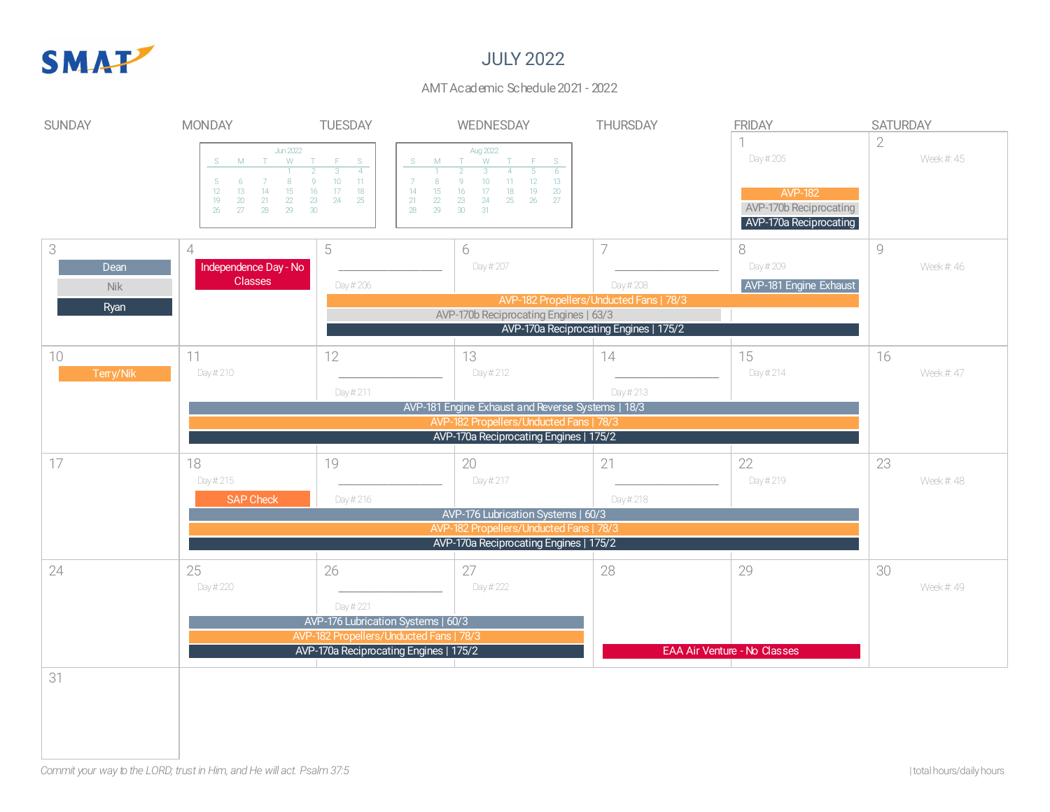SMAT

# JULY 2022

AMT Academic Schedule 2021 - 2022

| SUNDAY | MONDAY | TUESDAY | WEDNESDAY | THURSDAY | FRIDAY | SATURDAY |
|---|---|---|---|---|---|---|
| | | | | | 1<br>Day # 205<br>AVP-182<br>AVP-170b Reciprocating<br>AVP-170a Reciprocating | 2<br>Week #: 45 |
| 3<br>Dean<br>Nik<br>Ryan | 4<br>Independence Day - No Classes | 5<br>________________<br>Day # 206<br>AVP-182 Propellers/Unducted Fans \| 78/3<br>AVP-170b Reciprocating Engines \| 63/3<br>AVP-170a Reciprocating Engines \| 175/2 | 6<br>Day # 207 | 7<br>________________<br>Day # 208 | 8<br>Day # 209<br>AVP-181 Engine Exhaust | 9<br>Week #: 46 |
| 10<br>Terry/Nik | 11<br>Day # 210<br>AVP-181 Engine Exhaust and Reverse Systems \| 18/3<br>AVP-182 Propellers/Unducted Fans \| 78/3<br>AVP-170a Reciprocating Engines \| 175/2 | 12<br>________________<br>Day # 211 | 13<br>Day # 212 | 14<br>________________<br>Day # 213 | 15<br>Day # 214 | 16<br>Week #: 47 |
| 17 | 18<br>Day # 215<br>SAP Check<br>AVP-176 Lubrication Systems \| 60/3<br>AVP-182 Propellers/Unducted Fans \| 78/3<br>AVP-170a Reciprocating Engines \| 175/2 | 19<br>________________<br>Day # 216 | 20<br>Day # 217 | 21<br>________________<br>Day # 218 | 22<br>Day # 219 | 23<br>Week #: 48 |
| 24 | 25<br>Day # 220<br>AVP-176 Lubrication Systems \| 60/3<br>AVP-182 Propellers/Unducted Fans \| 78/3<br>AVP-170a Reciprocating Engines \| 175/2 | 26<br>________________<br>Day # 221 | 27<br>Day # 222 | 28<br>EAA Air Venture - No Classes | 29 | 30<br>Week #: 49 |
| 31 | | | | | | |

**Jun 2022**

| S | M | T | W | T | F | S |
|---|---|---|---|---|---|---|
| | | | 1 | 2 | 3 | 4 |
| 5 | 6 | 7 | 8 | 9 | 10 | 11 |
| 12 | 13 | 14 | 15 | 16 | 17 | 18 |
| 19 | 20 | 21 | 22 | 23 | 24 | 25 |
| 26 | 27 | 28 | 29 | 30 | | |

**Aug 2022**

| S | M | T | W | T | F | S |
|---|---|---|---|---|---|---|
| | 1 | 2 | 3 | 4 | 5 | 6 |
| 7 | 8 | 9 | 10 | 11 | 12 | 13 |
| 14 | 15 | 16 | 17 | 18 | 19 | 20 |
| 21 | 22 | 23 | 24 | 25 | 26 | 27 |
| 28 | 29 | 30 | 31 | | | |

*Commit your way to the LORD; trust in Him, and He will act. Psalm 37:5*

| total hours/daily hours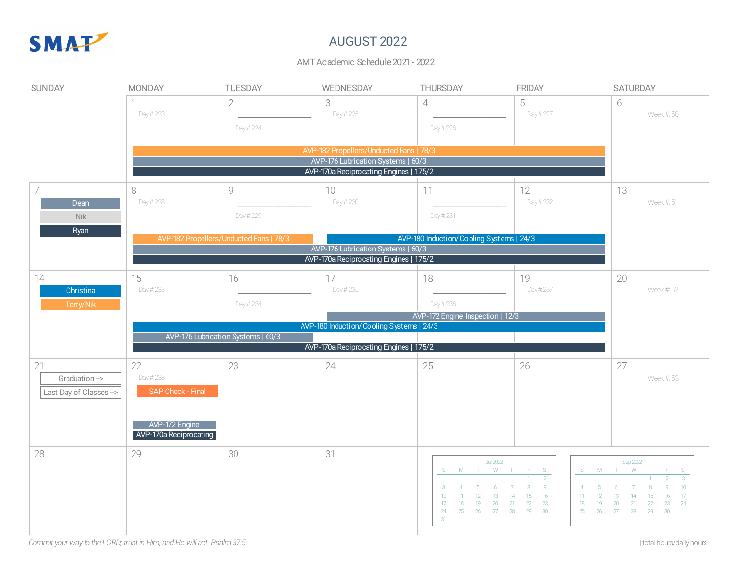SMAT

# AUGUST 2022

AMT Academic Schedule 2021 - 2022

| SUNDAY | MONDAY | TUESDAY | WEDNESDAY | THURSDAY | FRIDAY | SATURDAY |
|---|---|---|---|---|---|---|
| | 1<br>Day # 223 | 2<br>Day # 224 | 3<br>Day # 225 | 4<br>Day # 226 | 5<br>Day # 227 | 6<br>Week #: 50 |
| 7<br>Dean<br>Nik<br>Ryan | 8<br>Day # 228 | 9<br>Day # 229 | 10<br>Day # 230 | 11<br>Day # 231 | 12<br>Day # 232 | 13<br>Week #: 51 |
| 14<br>Christina<br>Terry/Nik | 15<br>Day # 233 | 16<br>Day # 234 | 17<br>Day # 235 | 18<br>Day # 236 | 19<br>Day # 237 | 20<br>Week #: 52 |
| 21<br>Graduation –><br>Last Day of Classes –> | 22<br>Day # 238<br>SAP Check - Final<br>AVP-172 Engine<br>AVP-170a Reciprocating | 23 | 24 | 25 | 26 | 27<br>Week #: 53 |
| 28 | 29 | 30 | 31 | | | |

Week of Aug 1–5:
- AVP-182 Propellers/Unducted Fans | 78/3 (Mon–Fri)
- AVP-176 Lubrication Systems | 60/3 (Mon–Fri)
- AVP-170a Reciprocating Engines | 175/2 (Mon–Fri)

Week of Aug 8–12:
- AVP-182 Propellers/Unducted Fans | 78/3 (Mon–Tue)
- AVP-180 Induction/Cooling Systems | 24/3 (Wed–Fri)
- AVP-176 Lubrication Systems | 60/3 (Mon–Fri)
- AVP-170a Reciprocating Engines | 175/2 (Mon–Fri)

Week of Aug 15–19:
- AVP-172 Engine Inspection | 12/3 (Wed–Fri)
- AVP-180 Induction/Cooling Systems | 24/3 (Mon–Fri)
- AVP-176 Lubrication Systems | 60/3 (Mon–Tue)
- AVP-170a Reciprocating Engines | 175/2 (Mon–Fri)

Jul 2022

| S | M | T | W | T | F | S |
|---|---|---|---|---|---|---|
| | | | | | 1 | 2 |
| 3 | 4 | 5 | 6 | 7 | 8 | 9 |
| 10 | 11 | 12 | 13 | 14 | 15 | 16 |
| 17 | 18 | 19 | 20 | 21 | 22 | 23 |
| 24 | 25 | 26 | 27 | 28 | 29 | 30 |
| 31 | | | | | | |

Sep 2022

| S | M | T | W | T | F | S |
|---|---|---|---|---|---|---|
| | | | | 1 | 2 | 3 |
| 4 | 5 | 6 | 7 | 8 | 9 | 10 |
| 11 | 12 | 13 | 14 | 15 | 16 | 17 |
| 18 | 19 | 20 | 21 | 22 | 23 | 24 |
| 25 | 26 | 27 | 28 | 29 | 30 | |

*Commit your way to the LORD; trust in Him, and He will act. Psalm 37:5*

| total hours/daily hours